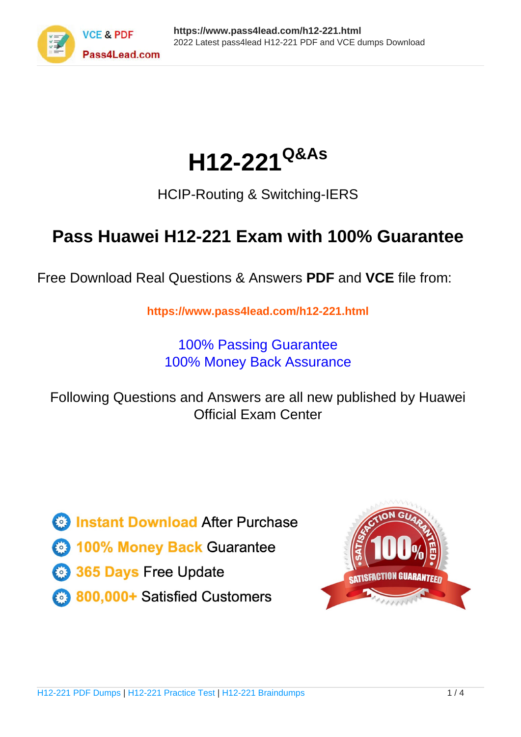# H12-221[Q&As]

HCIP-Routing & Switching-IERS

## Pass Huawei H12-221 Exam with 100% Guarantee

Free Download Real Questions & Answers **PDF** and **VCE** file from:

**https://www.pass4lead.com/h12-221.html**

100% Passing Guarantee
100% Money Back Assurance

Following Questions and Answers are all new published by Huawei Official Exam Center

- **Instant Download** After Purchase
- **100% Money Back** Guarantee
- **365 Days** Free Update
- **800,000+** Satisfied Customers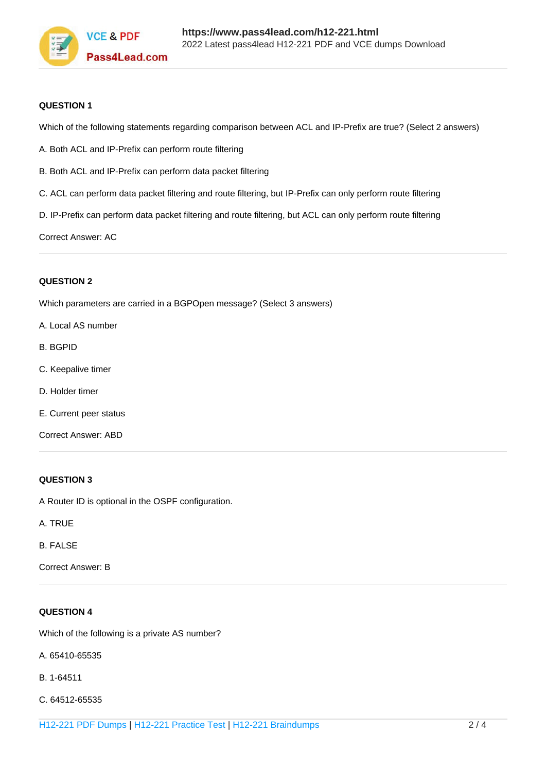**QUESTION 1**

Which of the following statements regarding comparison between ACL and IP-Prefix are true? (Select 2 answers)

A. Both ACL and IP-Prefix can perform route filtering

B. Both ACL and IP-Prefix can perform data packet filtering

C. ACL can perform data packet filtering and route filtering, but IP-Prefix can only perform route filtering

D. IP-Prefix can perform data packet filtering and route filtering, but ACL can only perform route filtering

Correct Answer: AC

**QUESTION 2**

Which parameters are carried in a BGPOpen message? (Select 3 answers)

A. Local AS number

B. BGPID

C. Keepalive timer

D. Holder timer

E. Current peer status

Correct Answer: ABD

**QUESTION 3**

A Router ID is optional in the OSPF configuration.

A. TRUE

B. FALSE

Correct Answer: B

**QUESTION 4**

Which of the following is a private AS number?

A. 65410-65535

B. 1-64511

C. 64512-65535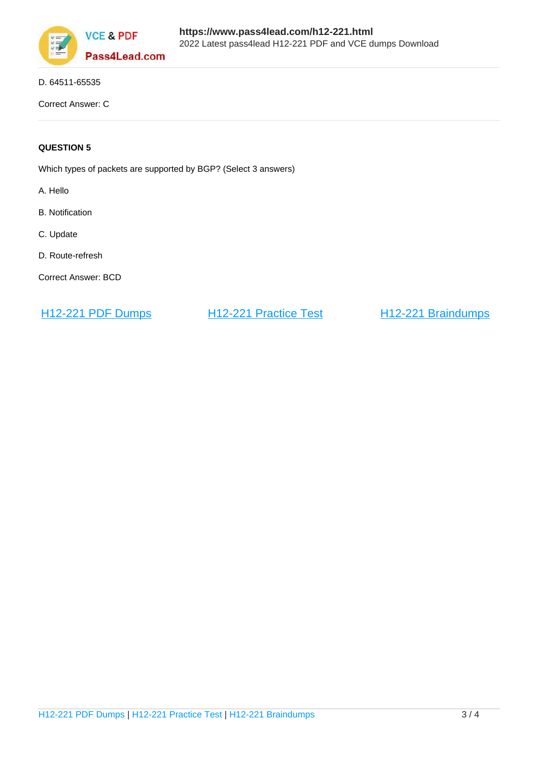D. 64511-65535

Correct Answer: C

**QUESTION 5**

Which types of packets are supported by BGP? (Select 3 answers)

A. Hello

B. Notification

C. Update

D. Route-refresh

Correct Answer: BCD

H12-221 PDF Dumps | H12-221 Practice Test | H12-221 Braindumps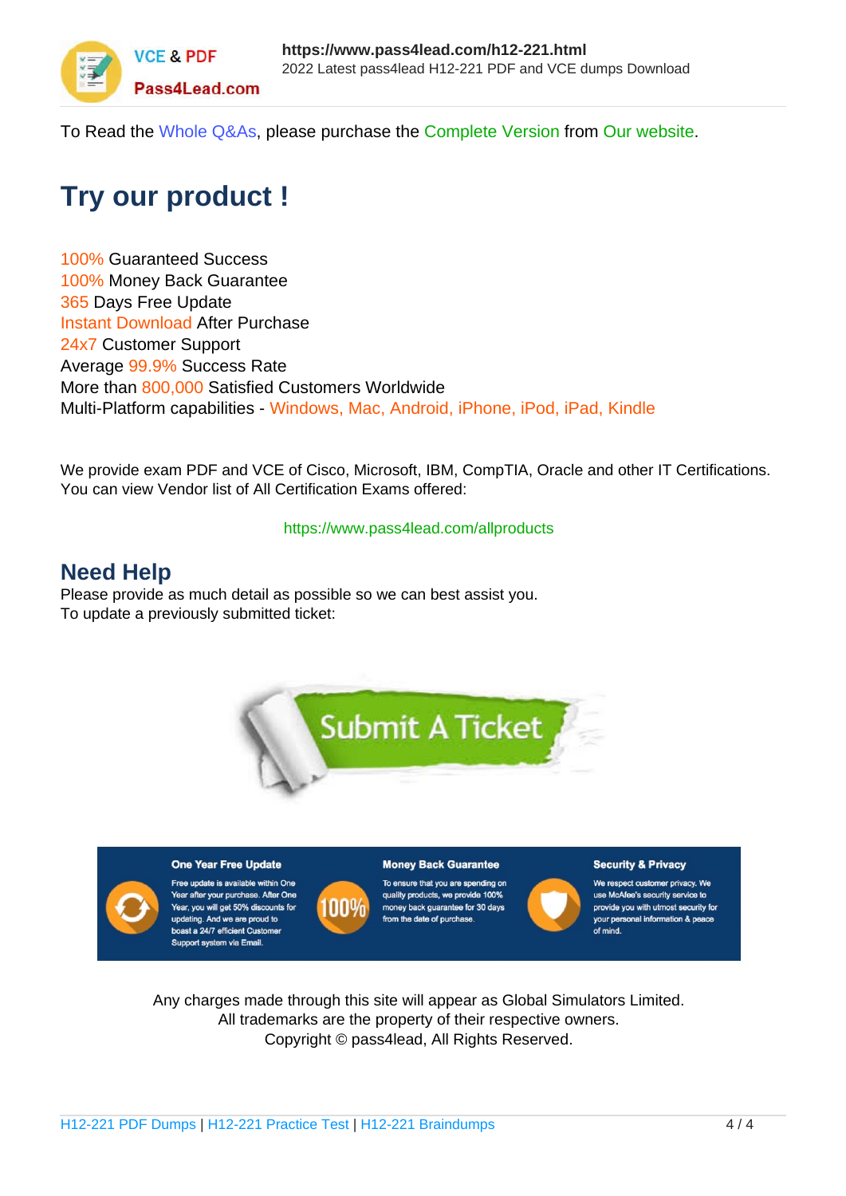To Read the Whole Q&As, please purchase the Complete Version from Our website.

# Try our product !

100% Guaranteed Success
100% Money Back Guarantee
365 Days Free Update
Instant Download After Purchase
24x7 Customer Support
Average 99.9% Success Rate
More than 800,000 Satisfied Customers Worldwide
Multi-Platform capabilities - Windows, Mac, Android, iPhone, iPod, iPad, Kindle

We provide exam PDF and VCE of Cisco, Microsoft, IBM, CompTIA, Oracle and other IT Certifications.
You can view Vendor list of All Certification Exams offered:

https://www.pass4lead.com/allproducts

## Need Help

Please provide as much detail as possible so we can best assist you.
To update a previously submitted ticket:

Submit A Ticket

**One Year Free Update**
Free update is available within One Year after your purchase. After One Year, you will get 50% discounts for updating. And we are proud to boast a 24/7 efficient Customer Support system via Email.

**Money Back Guarantee**
To ensure that you are spending on quality products, we provide 100% money back guarantee for 30 days from the date of purchase.

**Security & Privacy**
We respect customer privacy. We use McAfee's security service to provide you with utmost security for your personal information & peace of mind.

Any charges made through this site will appear as Global Simulators Limited.
All trademarks are the property of their respective owners.
Copyright © pass4lead, All Rights Reserved.